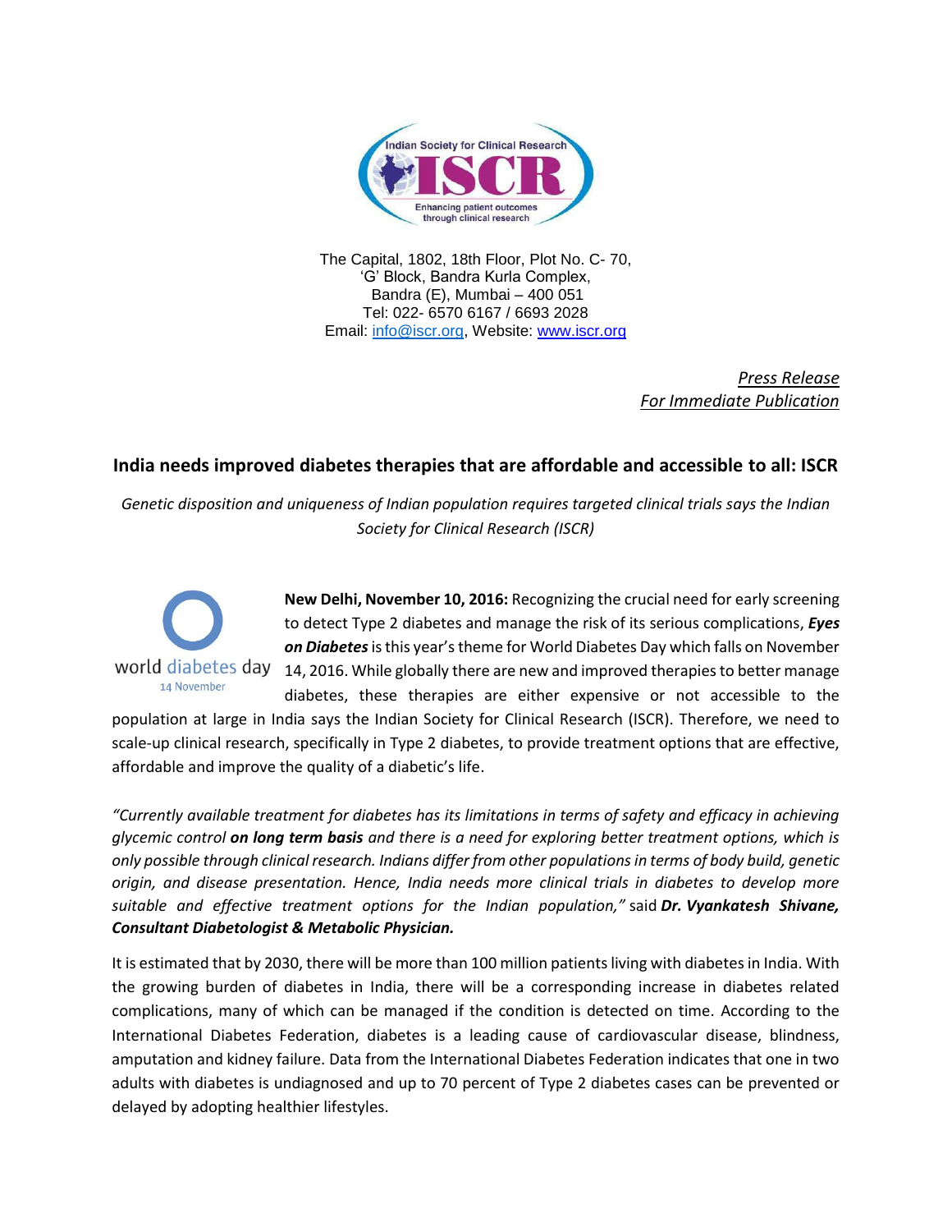Indian Society for Clinical Research
ISCR
Enhancing patient outcomes through clinical research

The Capital, 1802, 18th Floor, Plot No. C- 70,
'G' Block, Bandra Kurla Complex,
Bandra (E), Mumbai – 400 051
Tel: 022- 6570 6167 / 6693 2028
Email: info@iscr.org, Website: www.iscr.org

*Press Release*
*For Immediate Publication*

## India needs improved diabetes therapies that are affordable and accessible to all: ISCR

*Genetic disposition and uniqueness of Indian population requires targeted clinical trials says the Indian Society for Clinical Research (ISCR)*

world diabetes day
14 November

**New Delhi, November 10, 2016:** Recognizing the crucial need for early screening to detect Type 2 diabetes and manage the risk of its serious complications, ***Eyes on Diabetes*** is this year's theme for World Diabetes Day which falls on November 14, 2016. While globally there are new and improved therapies to better manage diabetes, these therapies are either expensive or not accessible to the population at large in India says the Indian Society for Clinical Research (ISCR). Therefore, we need to scale-up clinical research, specifically in Type 2 diabetes, to provide treatment options that are effective, affordable and improve the quality of a diabetic's life.

*"Currently available treatment for diabetes has its limitations in terms of safety and efficacy in achieving glycemic control* ***on long term basis*** *and there is a need for exploring better treatment options, which is only possible through clinical research. Indians differ from other populations in terms of body build, genetic origin, and disease presentation. Hence, India needs more clinical trials in diabetes to develop more suitable and effective treatment options for the Indian population,"* said ***Dr. Vyankatesh Shivane, Consultant Diabetologist & Metabolic Physician.***

It is estimated that by 2030, there will be more than 100 million patients living with diabetes in India. With the growing burden of diabetes in India, there will be a corresponding increase in diabetes related complications, many of which can be managed if the condition is detected on time. According to the International Diabetes Federation, diabetes is a leading cause of cardiovascular disease, blindness, amputation and kidney failure. Data from the International Diabetes Federation indicates that one in two adults with diabetes is undiagnosed and up to 70 percent of Type 2 diabetes cases can be prevented or delayed by adopting healthier lifestyles.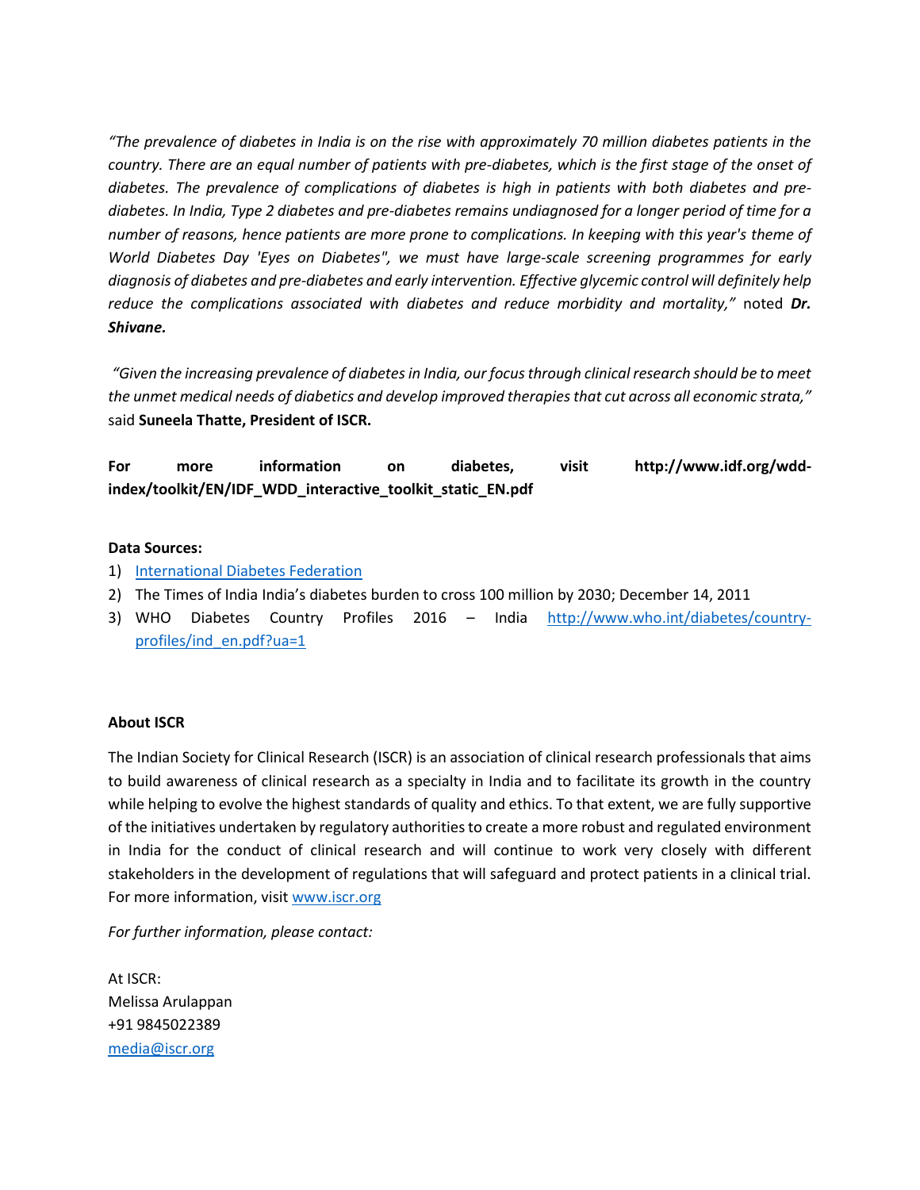*"The prevalence of diabetes in India is on the rise with approximately 70 million diabetes patients in the country. There are an equal number of patients with pre-diabetes, which is the first stage of the onset of diabetes. The prevalence of complications of diabetes is high in patients with both diabetes and pre-diabetes. In India, Type 2 diabetes and pre-diabetes remains undiagnosed for a longer period of time for a number of reasons, hence patients are more prone to complications. In keeping with this year's theme of World Diabetes Day 'Eyes on Diabetes", we must have large-scale screening programmes for early diagnosis of diabetes and pre-diabetes and early intervention. Effective glycemic control will definitely help reduce the complications associated with diabetes and reduce morbidity and mortality,"* noted ***Dr. Shivane.***

*"Given the increasing prevalence of diabetes in India, our focus through clinical research should be to meet the unmet medical needs of diabetics and develop improved therapies that cut across all economic strata,"* said **Suneela Thatte, President of ISCR.**

**For more information on diabetes, visit http://www.idf.org/wdd-index/toolkit/EN/IDF_WDD_interactive_toolkit_static_EN.pdf**

**Data Sources:**

1) International Diabetes Federation
2) The Times of India India's diabetes burden to cross 100 million by 2030; December 14, 2011
3) WHO Diabetes Country Profiles 2016 – India http://www.who.int/diabetes/country-profiles/ind_en.pdf?ua=1

**About ISCR**

The Indian Society for Clinical Research (ISCR) is an association of clinical research professionals that aims to build awareness of clinical research as a specialty in India and to facilitate its growth in the country while helping to evolve the highest standards of quality and ethics. To that extent, we are fully supportive of the initiatives undertaken by regulatory authorities to create a more robust and regulated environment in India for the conduct of clinical research and will continue to work very closely with different stakeholders in the development of regulations that will safeguard and protect patients in a clinical trial. For more information, visit www.iscr.org

*For further information, please contact:*

At ISCR:
Melissa Arulappan
+91 9845022389
media@iscr.org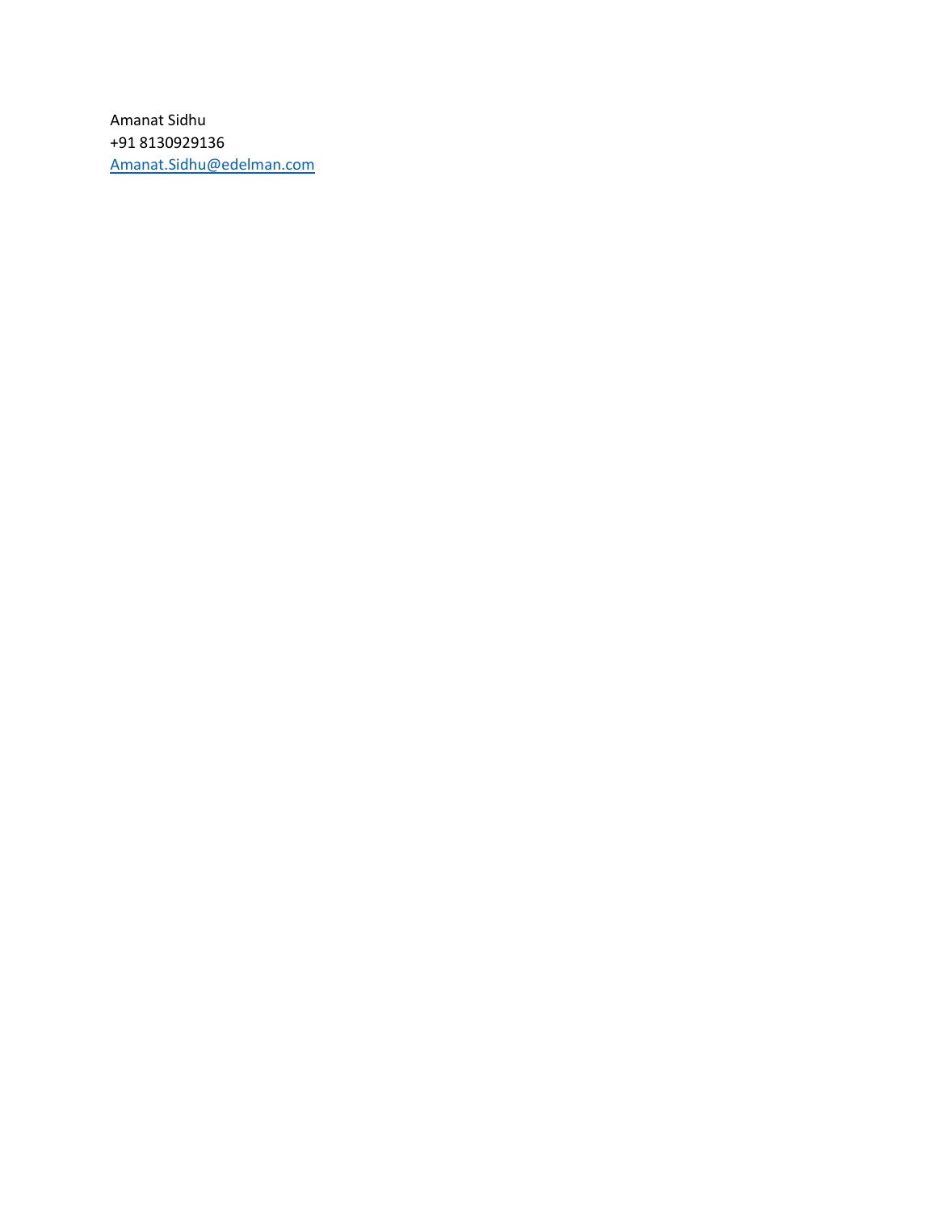Amanat Sidhu
+91 8130929136
[Amanat.Sidhu@edelman.com](mailto:Amanat.Sidhu@edelman.com)